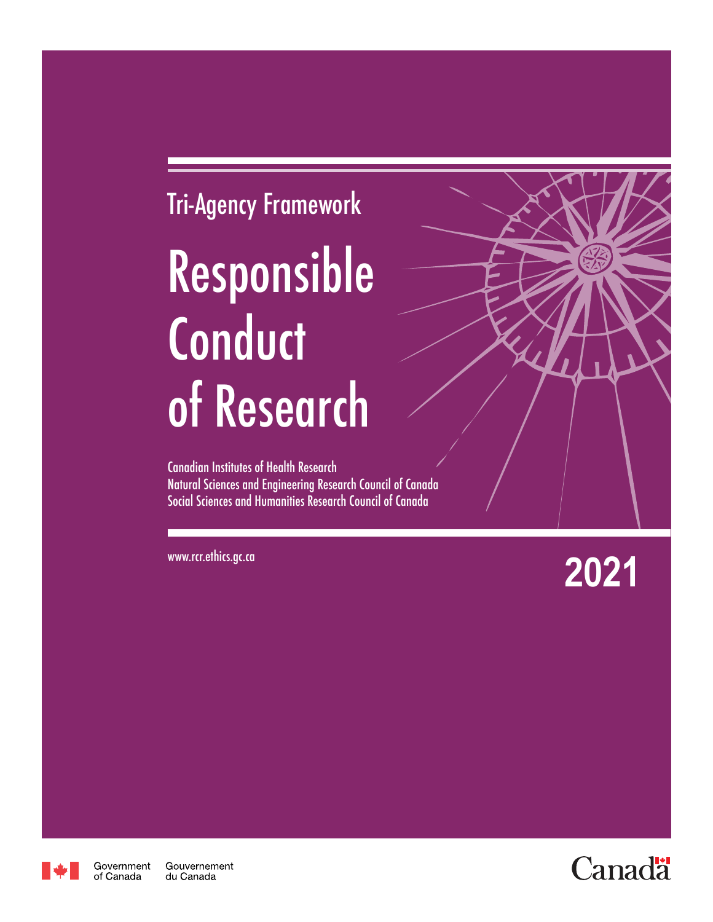Tri-Agency Framework

# Responsible Conduct of Research

Canadian Institutes of Health Research
Natural Sciences and Engineering Research Council of Canada
Social Sciences and Humanities Research Council of Canada

www.rcr.ethics.gc.ca

**2021**

Government of Canada Gouvernement du Canada

Canada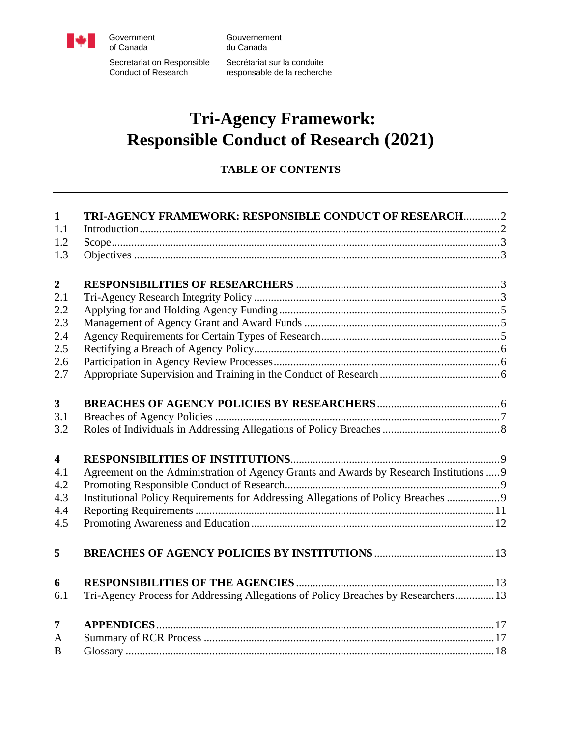Government of Canada | Gouvernement du Canada

Secretariat on Responsible Conduct of Research | Secrétariat sur la conduite responsable de la recherche

# Tri-Agency Framework: Responsible Conduct of Research (2021)

## TABLE OF CONTENTS

| | | |
|---|---|---|
| **1** | **TRI-AGENCY FRAMEWORK: RESPONSIBLE CONDUCT OF RESEARCH** | 2 |
| 1.1 | Introduction | 2 |
| 1.2 | Scope | 3 |
| 1.3 | Objectives | 3 |
| **2** | **RESPONSIBILITIES OF RESEARCHERS** | 3 |
| 2.1 | Tri-Agency Research Integrity Policy | 3 |
| 2.2 | Applying for and Holding Agency Funding | 5 |
| 2.3 | Management of Agency Grant and Award Funds | 5 |
| 2.4 | Agency Requirements for Certain Types of Research | 5 |
| 2.5 | Rectifying a Breach of Agency Policy | 6 |
| 2.6 | Participation in Agency Review Processes | 6 |
| 2.7 | Appropriate Supervision and Training in the Conduct of Research | 6 |
| **3** | **BREACHES OF AGENCY POLICIES BY RESEARCHERS** | 6 |
| 3.1 | Breaches of Agency Policies | 7 |
| 3.2 | Roles of Individuals in Addressing Allegations of Policy Breaches | 8 |
| **4** | **RESPONSIBILITIES OF INSTITUTIONS** | 9 |
| 4.1 | Agreement on the Administration of Agency Grants and Awards by Research Institutions | 9 |
| 4.2 | Promoting Responsible Conduct of Research | 9 |
| 4.3 | Institutional Policy Requirements for Addressing Allegations of Policy Breaches | 9 |
| 4.4 | Reporting Requirements | 11 |
| 4.5 | Promoting Awareness and Education | 12 |
| **5** | **BREACHES OF AGENCY POLICIES BY INSTITUTIONS** | 13 |
| **6** | **RESPONSIBILITIES OF THE AGENCIES** | 13 |
| 6.1 | Tri-Agency Process for Addressing Allegations of Policy Breaches by Researchers | 13 |
| **7** | **APPENDICES** | 17 |
| A | Summary of RCR Process | 17 |
| B | Glossary | 18 |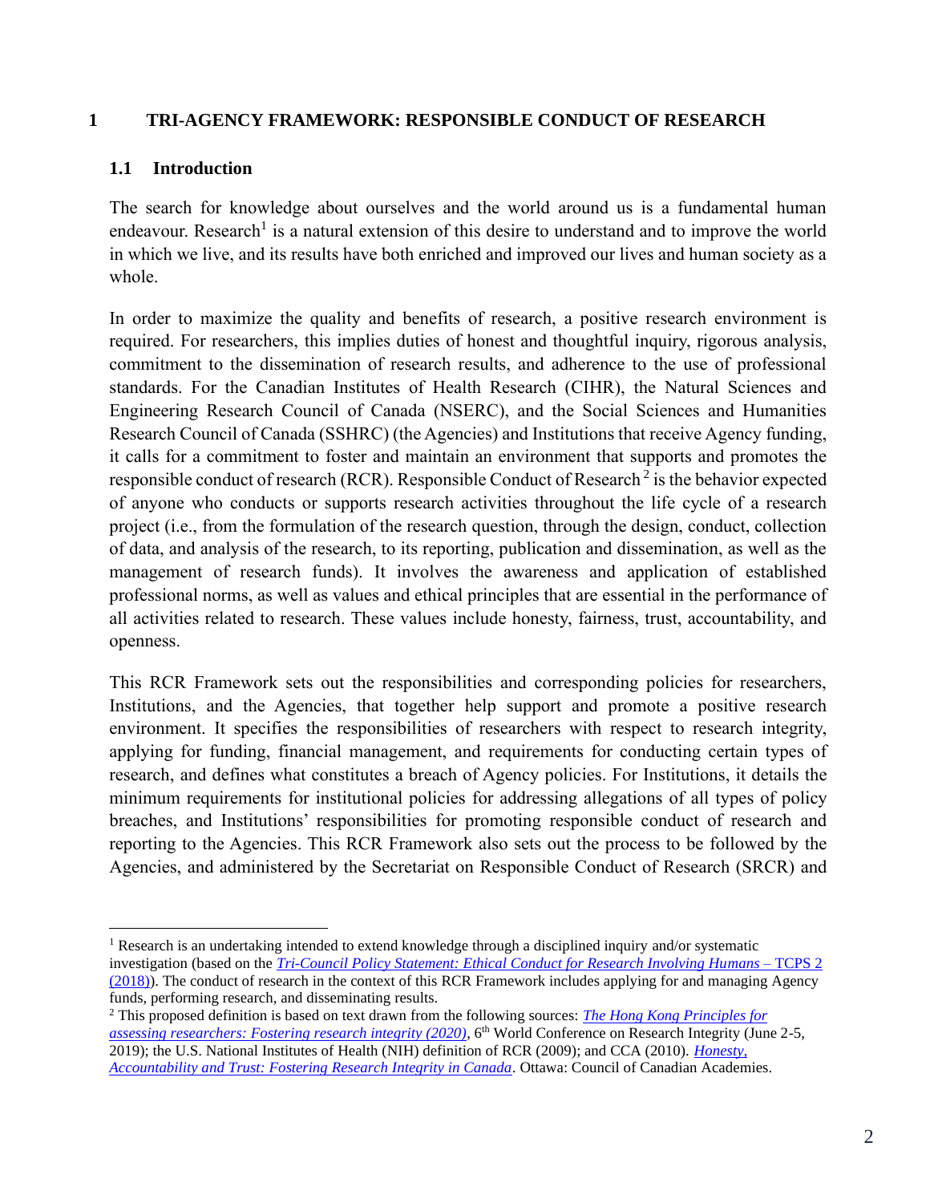# 1 TRI-AGENCY FRAMEWORK: RESPONSIBLE CONDUCT OF RESEARCH

## 1.1 Introduction

The search for knowledge about ourselves and the world around us is a fundamental human endeavour. Research[1] is a natural extension of this desire to understand and to improve the world in which we live, and its results have both enriched and improved our lives and human society as a whole.

In order to maximize the quality and benefits of research, a positive research environment is required. For researchers, this implies duties of honest and thoughtful inquiry, rigorous analysis, commitment to the dissemination of research results, and adherence to the use of professional standards. For the Canadian Institutes of Health Research (CIHR), the Natural Sciences and Engineering Research Council of Canada (NSERC), and the Social Sciences and Humanities Research Council of Canada (SSHRC) (the Agencies) and Institutions that receive Agency funding, it calls for a commitment to foster and maintain an environment that supports and promotes the responsible conduct of research (RCR). Responsible Conduct of Research[2] is the behavior expected of anyone who conducts or supports research activities throughout the life cycle of a research project (i.e., from the formulation of the research question, through the design, conduct, collection of data, and analysis of the research, to its reporting, publication and dissemination, as well as the management of research funds). It involves the awareness and application of established professional norms, as well as values and ethical principles that are essential in the performance of all activities related to research. These values include honesty, fairness, trust, accountability, and openness.

This RCR Framework sets out the responsibilities and corresponding policies for researchers, Institutions, and the Agencies, that together help support and promote a positive research environment. It specifies the responsibilities of researchers with respect to research integrity, applying for funding, financial management, and requirements for conducting certain types of research, and defines what constitutes a breach of Agency policies. For Institutions, it details the minimum requirements for institutional policies for addressing allegations of all types of policy breaches, and Institutions' responsibilities for promoting responsible conduct of research and reporting to the Agencies. This RCR Framework also sets out the process to be followed by the Agencies, and administered by the Secretariat on Responsible Conduct of Research (SRCR) and

---

[1] Research is an undertaking intended to extend knowledge through a disciplined inquiry and/or systematic investigation (based on the *Tri-Council Policy Statement: Ethical Conduct for Research Involving Humans* – TCPS 2 (2018)). The conduct of research in the context of this RCR Framework includes applying for and managing Agency funds, performing research, and disseminating results.

[2] This proposed definition is based on text drawn from the following sources: *The Hong Kong Principles for assessing researchers: Fostering research integrity (2020)*, 6th World Conference on Research Integrity (June 2-5, 2019); the U.S. National Institutes of Health (NIH) definition of RCR (2009); and CCA (2010). *Honesty, Accountability and Trust: Fostering Research Integrity in Canada*. Ottawa: Council of Canadian Academies.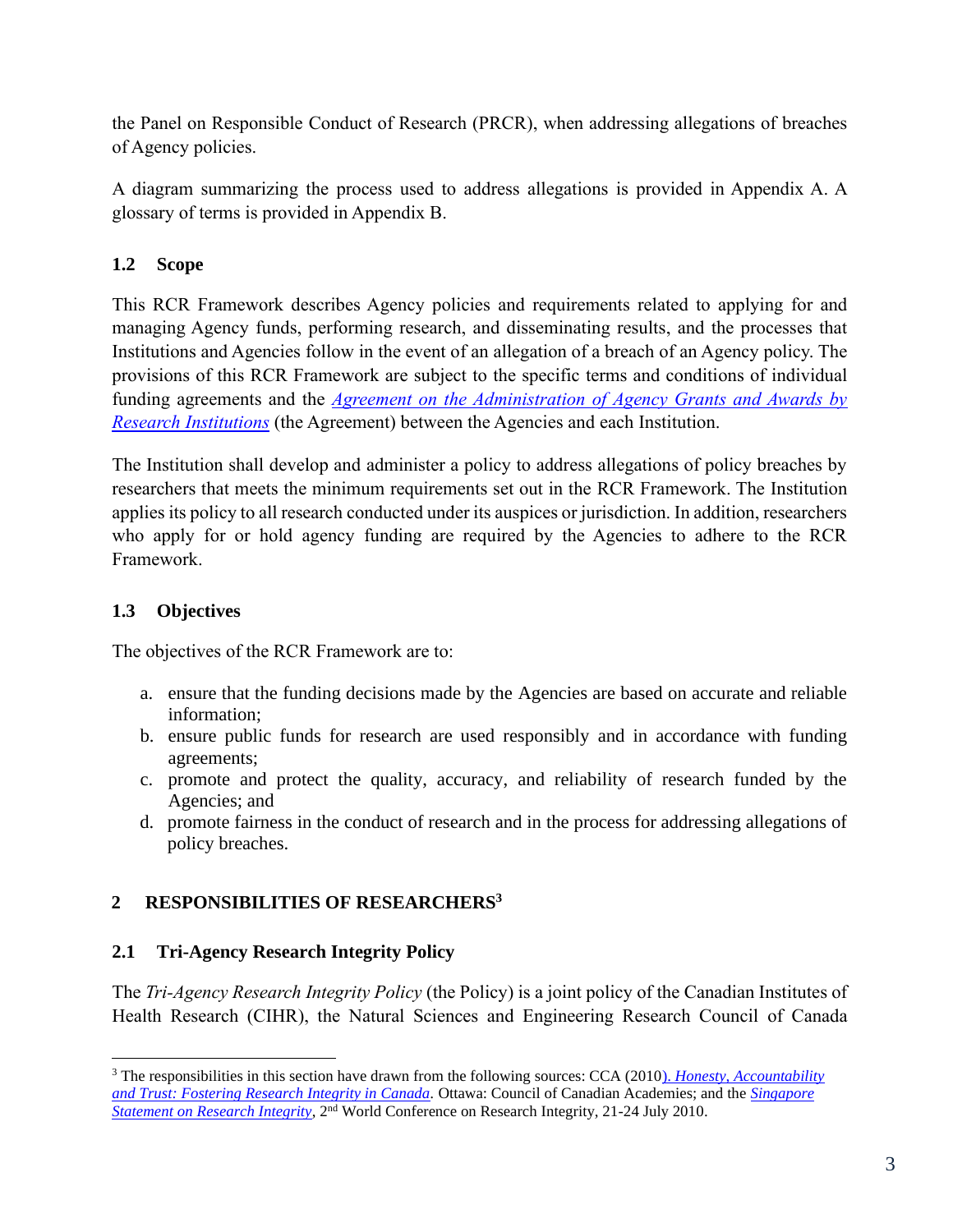the Panel on Responsible Conduct of Research (PRCR), when addressing allegations of breaches of Agency policies.

A diagram summarizing the process used to address allegations is provided in Appendix A. A glossary of terms is provided in Appendix B.

### 1.2 Scope

This RCR Framework describes Agency policies and requirements related to applying for and managing Agency funds, performing research, and disseminating results, and the processes that Institutions and Agencies follow in the event of an allegation of a breach of an Agency policy. The provisions of this RCR Framework are subject to the specific terms and conditions of individual funding agreements and the *Agreement on the Administration of Agency Grants and Awards by Research Institutions* (the Agreement) between the Agencies and each Institution.

The Institution shall develop and administer a policy to address allegations of policy breaches by researchers that meets the minimum requirements set out in the RCR Framework. The Institution applies its policy to all research conducted under its auspices or jurisdiction. In addition, researchers who apply for or hold agency funding are required by the Agencies to adhere to the RCR Framework.

### 1.3 Objectives

The objectives of the RCR Framework are to:

a. ensure that the funding decisions made by the Agencies are based on accurate and reliable information;
b. ensure public funds for research are used responsibly and in accordance with funding agreements;
c. promote and protect the quality, accuracy, and reliability of research funded by the Agencies; and
d. promote fairness in the conduct of research and in the process for addressing allegations of policy breaches.

## 2 RESPONSIBILITIES OF RESEARCHERS[3]

### 2.1 Tri-Agency Research Integrity Policy

The *Tri-Agency Research Integrity Policy* (the Policy) is a joint policy of the Canadian Institutes of Health Research (CIHR), the Natural Sciences and Engineering Research Council of Canada

---

[3] The responsibilities in this section have drawn from the following sources: CCA (2010). *Honesty, Accountability and Trust: Fostering Research Integrity in Canada*. Ottawa: Council of Canadian Academies; and the *Singapore Statement on Research Integrity*, 2nd World Conference on Research Integrity, 21-24 July 2010.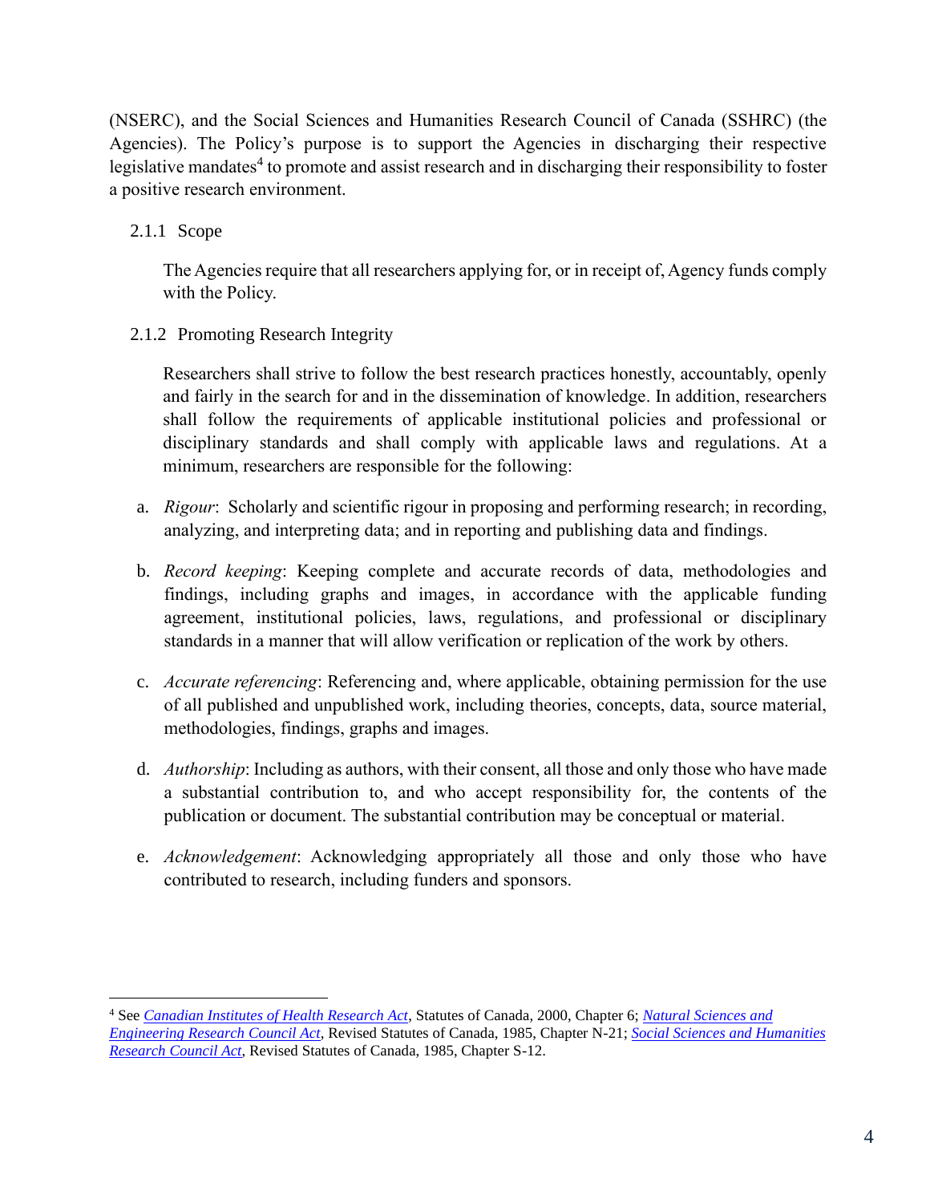(NSERC), and the Social Sciences and Humanities Research Council of Canada (SSHRC) (the Agencies). The Policy's purpose is to support the Agencies in discharging their respective legislative mandates[4] to promote and assist research and in discharging their responsibility to foster a positive research environment.

### 2.1.1 Scope

The Agencies require that all researchers applying for, or in receipt of, Agency funds comply with the Policy.

### 2.1.2 Promoting Research Integrity

Researchers shall strive to follow the best research practices honestly, accountably, openly and fairly in the search for and in the dissemination of knowledge. In addition, researchers shall follow the requirements of applicable institutional policies and professional or disciplinary standards and shall comply with applicable laws and regulations. At a minimum, researchers are responsible for the following:

a. *Rigour*: Scholarly and scientific rigour in proposing and performing research; in recording, analyzing, and interpreting data; and in reporting and publishing data and findings.

b. *Record keeping*: Keeping complete and accurate records of data, methodologies and findings, including graphs and images, in accordance with the applicable funding agreement, institutional policies, laws, regulations, and professional or disciplinary standards in a manner that will allow verification or replication of the work by others.

c. *Accurate referencing*: Referencing and, where applicable, obtaining permission for the use of all published and unpublished work, including theories, concepts, data, source material, methodologies, findings, graphs and images.

d. *Authorship*: Including as authors, with their consent, all those and only those who have made a substantial contribution to, and who accept responsibility for, the contents of the publication or document. The substantial contribution may be conceptual or material.

e. *Acknowledgement*: Acknowledging appropriately all those and only those who have contributed to research, including funders and sponsors.

---

[4] See *Canadian Institutes of Health Research Act*, Statutes of Canada, 2000, Chapter 6; *Natural Sciences and Engineering Research Council Act*, Revised Statutes of Canada, 1985, Chapter N-21; *Social Sciences and Humanities Research Council Act*, Revised Statutes of Canada, 1985, Chapter S-12.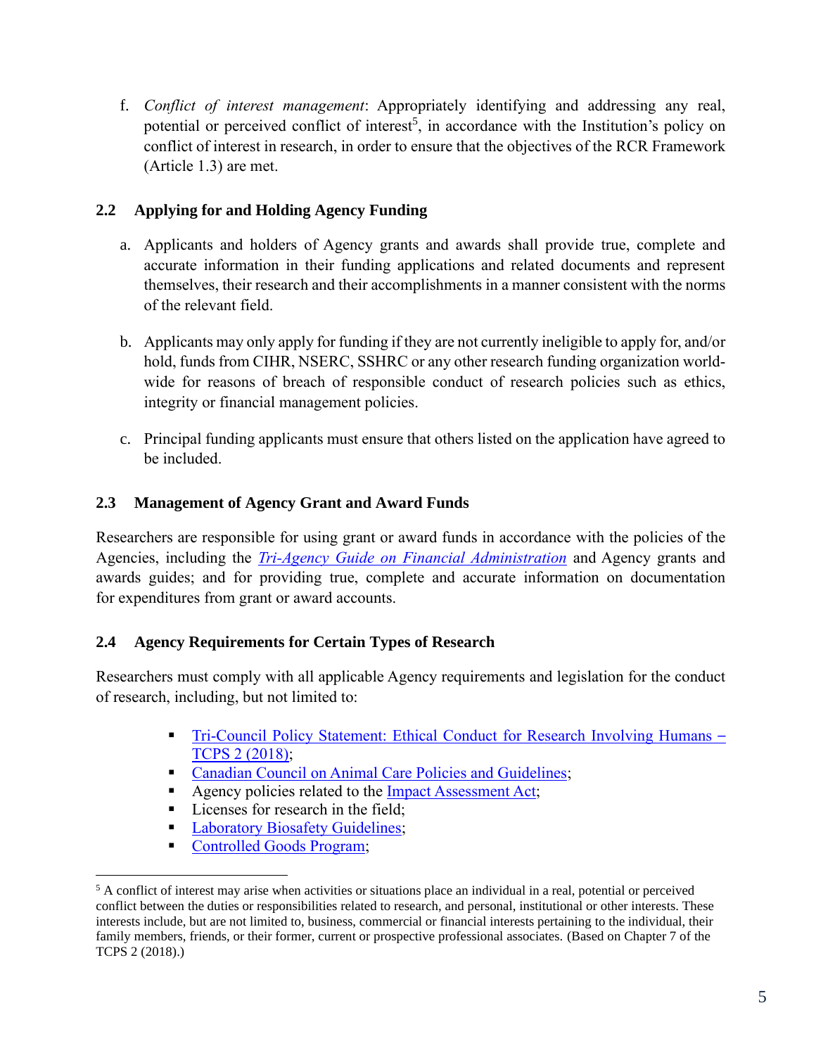f. *Conflict of interest management*: Appropriately identifying and addressing any real, potential or perceived conflict of interest[5], in accordance with the Institution's policy on conflict of interest in research, in order to ensure that the objectives of the RCR Framework (Article 1.3) are met.

### 2.2 Applying for and Holding Agency Funding

a. Applicants and holders of Agency grants and awards shall provide true, complete and accurate information in their funding applications and related documents and represent themselves, their research and their accomplishments in a manner consistent with the norms of the relevant field.

b. Applicants may only apply for funding if they are not currently ineligible to apply for, and/or hold, funds from CIHR, NSERC, SSHRC or any other research funding organization world-wide for reasons of breach of responsible conduct of research policies such as ethics, integrity or financial management policies.

c. Principal funding applicants must ensure that others listed on the application have agreed to be included.

### 2.3 Management of Agency Grant and Award Funds

Researchers are responsible for using grant or award funds in accordance with the policies of the Agencies, including the *Tri-Agency Guide on Financial Administration* and Agency grants and awards guides; and for providing true, complete and accurate information on documentation for expenditures from grant or award accounts.

### 2.4 Agency Requirements for Certain Types of Research

Researchers must comply with all applicable Agency requirements and legislation for the conduct of research, including, but not limited to:

- Tri-Council Policy Statement: Ethical Conduct for Research Involving Humans – TCPS 2 (2018);
- Canadian Council on Animal Care Policies and Guidelines;
- Agency policies related to the Impact Assessment Act;
- Licenses for research in the field;
- Laboratory Biosafety Guidelines;
- Controlled Goods Program;

---

[5] A conflict of interest may arise when activities or situations place an individual in a real, potential or perceived conflict between the duties or responsibilities related to research, and personal, institutional or other interests. These interests include, but are not limited to, business, commercial or financial interests pertaining to the individual, their family members, friends, or their former, current or prospective professional associates. (Based on Chapter 7 of the TCPS 2 (2018).)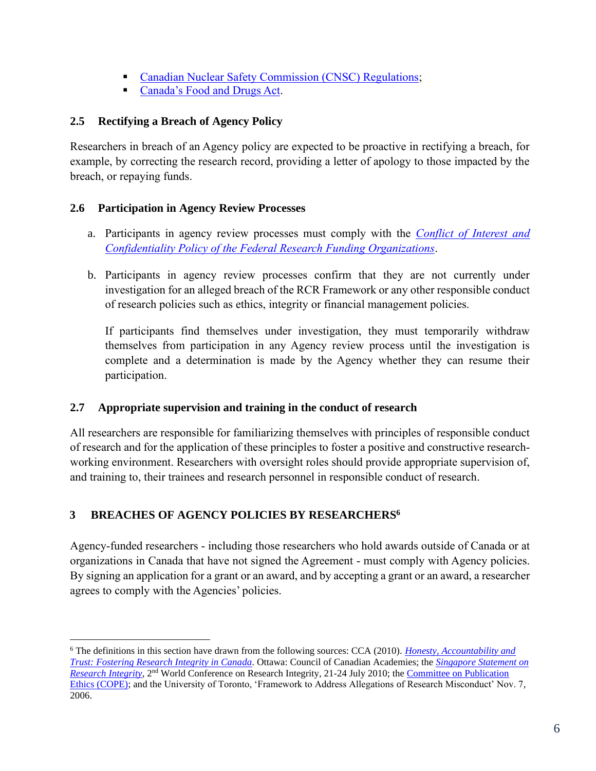- Canadian Nuclear Safety Commission (CNSC) Regulations;
- Canada's Food and Drugs Act.

### 2.5 Rectifying a Breach of Agency Policy

Researchers in breach of an Agency policy are expected to be proactive in rectifying a breach, for example, by correcting the research record, providing a letter of apology to those impacted by the breach, or repaying funds.

### 2.6 Participation in Agency Review Processes

a. Participants in agency review processes must comply with the *Conflict of Interest and Confidentiality Policy of the Federal Research Funding Organizations*.

b. Participants in agency review processes confirm that they are not currently under investigation for an alleged breach of the RCR Framework or any other responsible conduct of research policies such as ethics, integrity or financial management policies.

   If participants find themselves under investigation, they must temporarily withdraw themselves from participation in any Agency review process until the investigation is complete and a determination is made by the Agency whether they can resume their participation.

### 2.7 Appropriate supervision and training in the conduct of research

All researchers are responsible for familiarizing themselves with principles of responsible conduct of research and for the application of these principles to foster a positive and constructive research-working environment. Researchers with oversight roles should provide appropriate supervision of, and training to, their trainees and research personnel in responsible conduct of research.

## 3 BREACHES OF AGENCY POLICIES BY RESEARCHERS[6]

Agency-funded researchers - including those researchers who hold awards outside of Canada or at organizations in Canada that have not signed the Agreement - must comply with Agency policies. By signing an application for a grant or an award, and by accepting a grant or an award, a researcher agrees to comply with the Agencies' policies.

---

[6] The definitions in this section have drawn from the following sources: CCA (2010). *Honesty, Accountability and Trust: Fostering Research Integrity in Canada*. Ottawa: Council of Canadian Academies; the *Singapore Statement on Research Integrity*, 2nd World Conference on Research Integrity, 21-24 July 2010; the Committee on Publication Ethics (COPE); and the University of Toronto, 'Framework to Address Allegations of Research Misconduct' Nov. 7, 2006.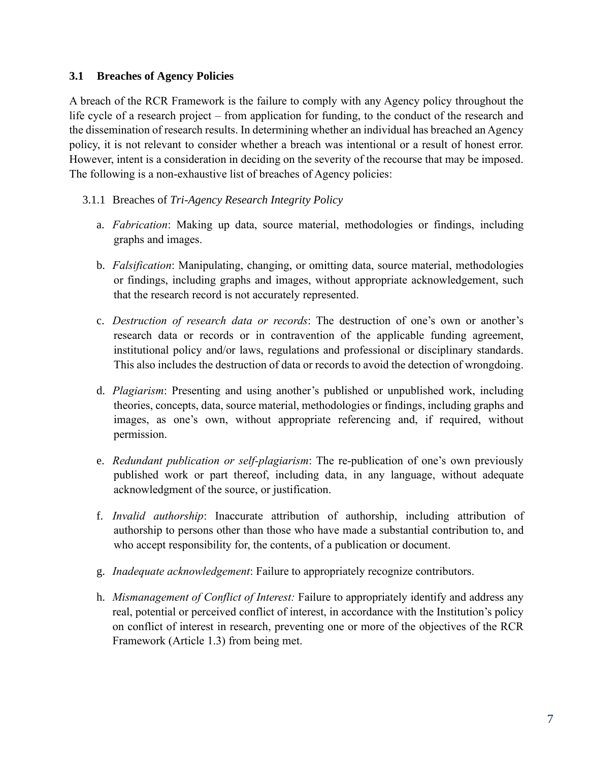### 3.1 Breaches of Agency Policies

A breach of the RCR Framework is the failure to comply with any Agency policy throughout the life cycle of a research project – from application for funding, to the conduct of the research and the dissemination of research results. In determining whether an individual has breached an Agency policy, it is not relevant to consider whether a breach was intentional or a result of honest error. However, intent is a consideration in deciding on the severity of the recourse that may be imposed. The following is a non-exhaustive list of breaches of Agency policies:

3.1.1 Breaches of *Tri-Agency Research Integrity Policy*

a. *Fabrication*: Making up data, source material, methodologies or findings, including graphs and images.

b. *Falsification*: Manipulating, changing, or omitting data, source material, methodologies or findings, including graphs and images, without appropriate acknowledgement, such that the research record is not accurately represented.

c. *Destruction of research data or records*: The destruction of one's own or another's research data or records or in contravention of the applicable funding agreement, institutional policy and/or laws, regulations and professional or disciplinary standards. This also includes the destruction of data or records to avoid the detection of wrongdoing.

d. *Plagiarism*: Presenting and using another's published or unpublished work, including theories, concepts, data, source material, methodologies or findings, including graphs and images, as one's own, without appropriate referencing and, if required, without permission.

e. *Redundant publication or self-plagiarism*: The re-publication of one's own previously published work or part thereof, including data, in any language, without adequate acknowledgment of the source, or justification.

f. *Invalid authorship*: Inaccurate attribution of authorship, including attribution of authorship to persons other than those who have made a substantial contribution to, and who accept responsibility for, the contents, of a publication or document.

g. *Inadequate acknowledgement*: Failure to appropriately recognize contributors.

h. *Mismanagement of Conflict of Interest:* Failure to appropriately identify and address any real, potential or perceived conflict of interest, in accordance with the Institution's policy on conflict of interest in research, preventing one or more of the objectives of the RCR Framework (Article 1.3) from being met.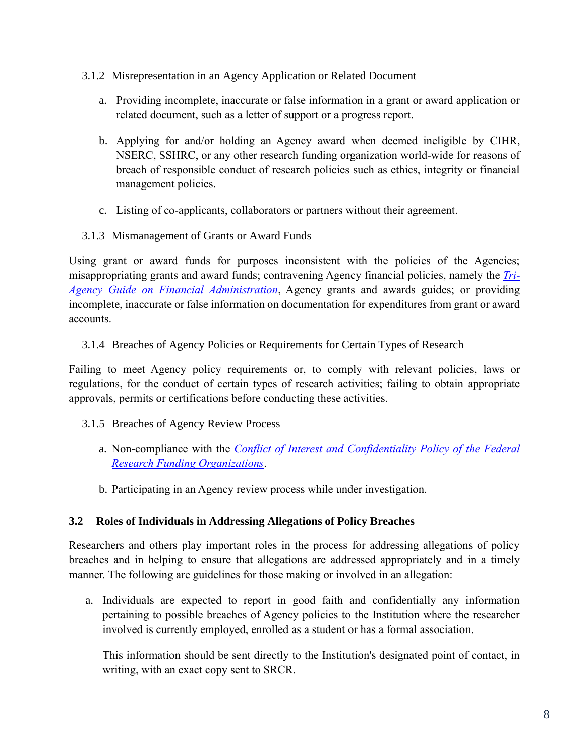#### 3.1.2 Misrepresentation in an Agency Application or Related Document

a. Providing incomplete, inaccurate or false information in a grant or award application or related document, such as a letter of support or a progress report.

b. Applying for and/or holding an Agency award when deemed ineligible by CIHR, NSERC, SSHRC, or any other research funding organization world-wide for reasons of breach of responsible conduct of research policies such as ethics, integrity or financial management policies.

c. Listing of co-applicants, collaborators or partners without their agreement.

#### 3.1.3 Mismanagement of Grants or Award Funds

Using grant or award funds for purposes inconsistent with the policies of the Agencies; misappropriating grants and award funds; contravening Agency financial policies, namely the *Tri-Agency Guide on Financial Administration*, Agency grants and awards guides; or providing incomplete, inaccurate or false information on documentation for expenditures from grant or award accounts.

#### 3.1.4 Breaches of Agency Policies or Requirements for Certain Types of Research

Failing to meet Agency policy requirements or, to comply with relevant policies, laws or regulations, for the conduct of certain types of research activities; failing to obtain appropriate approvals, permits or certifications before conducting these activities.

#### 3.1.5 Breaches of Agency Review Process

a. Non-compliance with the *Conflict of Interest and Confidentiality Policy of the Federal Research Funding Organizations*.

b. Participating in an Agency review process while under investigation.

### 3.2 Roles of Individuals in Addressing Allegations of Policy Breaches

Researchers and others play important roles in the process for addressing allegations of policy breaches and in helping to ensure that allegations are addressed appropriately and in a timely manner. The following are guidelines for those making or involved in an allegation:

a. Individuals are expected to report in good faith and confidentially any information pertaining to possible breaches of Agency policies to the Institution where the researcher involved is currently employed, enrolled as a student or has a formal association.

   This information should be sent directly to the Institution's designated point of contact, in writing, with an exact copy sent to SRCR.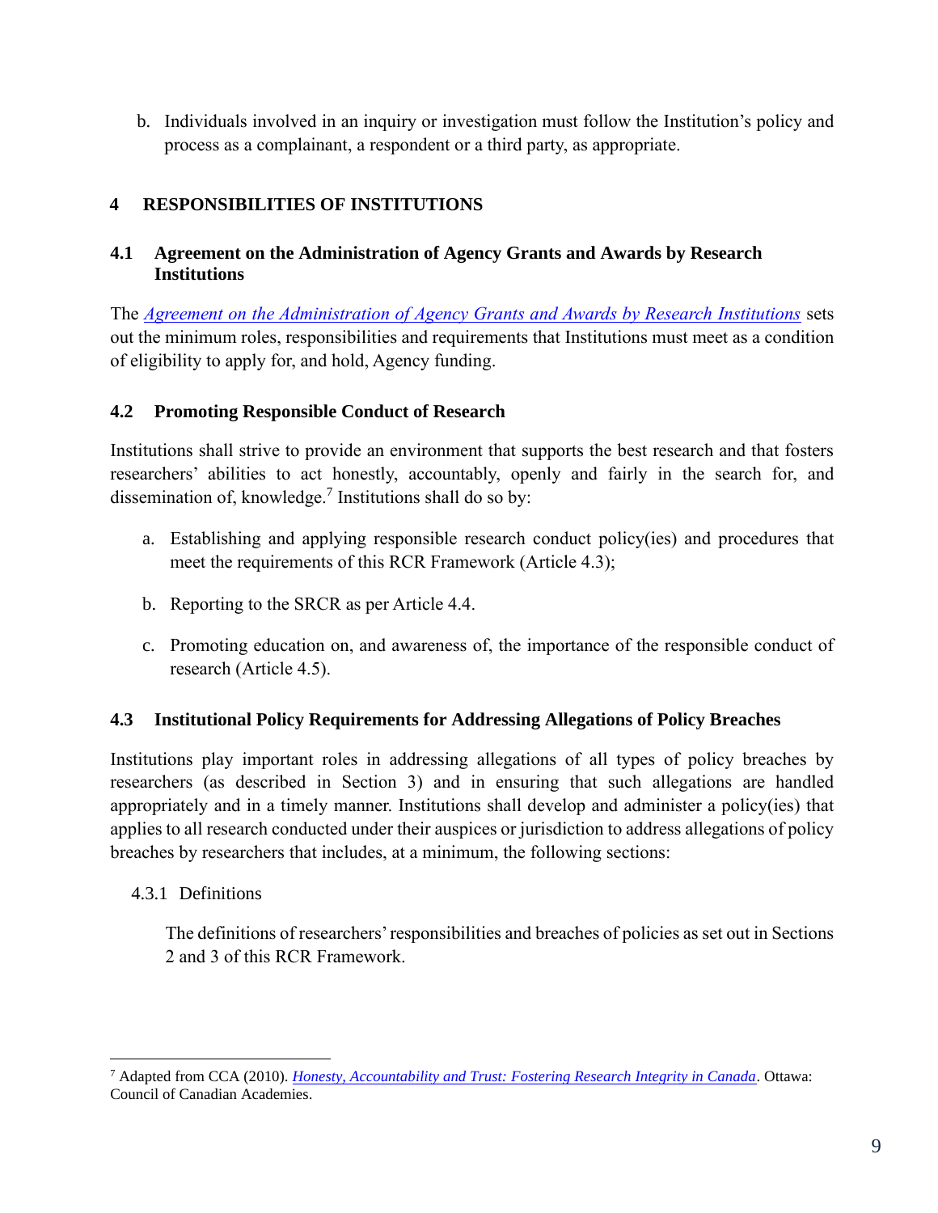b. Individuals involved in an inquiry or investigation must follow the Institution's policy and process as a complainant, a respondent or a third party, as appropriate.

## 4 RESPONSIBILITIES OF INSTITUTIONS

### 4.1 Agreement on the Administration of Agency Grants and Awards by Research Institutions

The *Agreement on the Administration of Agency Grants and Awards by Research Institutions* sets out the minimum roles, responsibilities and requirements that Institutions must meet as a condition of eligibility to apply for, and hold, Agency funding.

### 4.2 Promoting Responsible Conduct of Research

Institutions shall strive to provide an environment that supports the best research and that fosters researchers' abilities to act honestly, accountably, openly and fairly in the search for, and dissemination of, knowledge.[7] Institutions shall do so by:

a. Establishing and applying responsible research conduct policy(ies) and procedures that meet the requirements of this RCR Framework (Article 4.3);

b. Reporting to the SRCR as per Article 4.4.

c. Promoting education on, and awareness of, the importance of the responsible conduct of research (Article 4.5).

### 4.3 Institutional Policy Requirements for Addressing Allegations of Policy Breaches

Institutions play important roles in addressing allegations of all types of policy breaches by researchers (as described in Section 3) and in ensuring that such allegations are handled appropriately and in a timely manner. Institutions shall develop and administer a policy(ies) that applies to all research conducted under their auspices or jurisdiction to address allegations of policy breaches by researchers that includes, at a minimum, the following sections:

4.3.1 Definitions

The definitions of researchers' responsibilities and breaches of policies as set out in Sections 2 and 3 of this RCR Framework.

---

[7] Adapted from CCA (2010). *Honesty, Accountability and Trust: Fostering Research Integrity in Canada*. Ottawa: Council of Canadian Academies.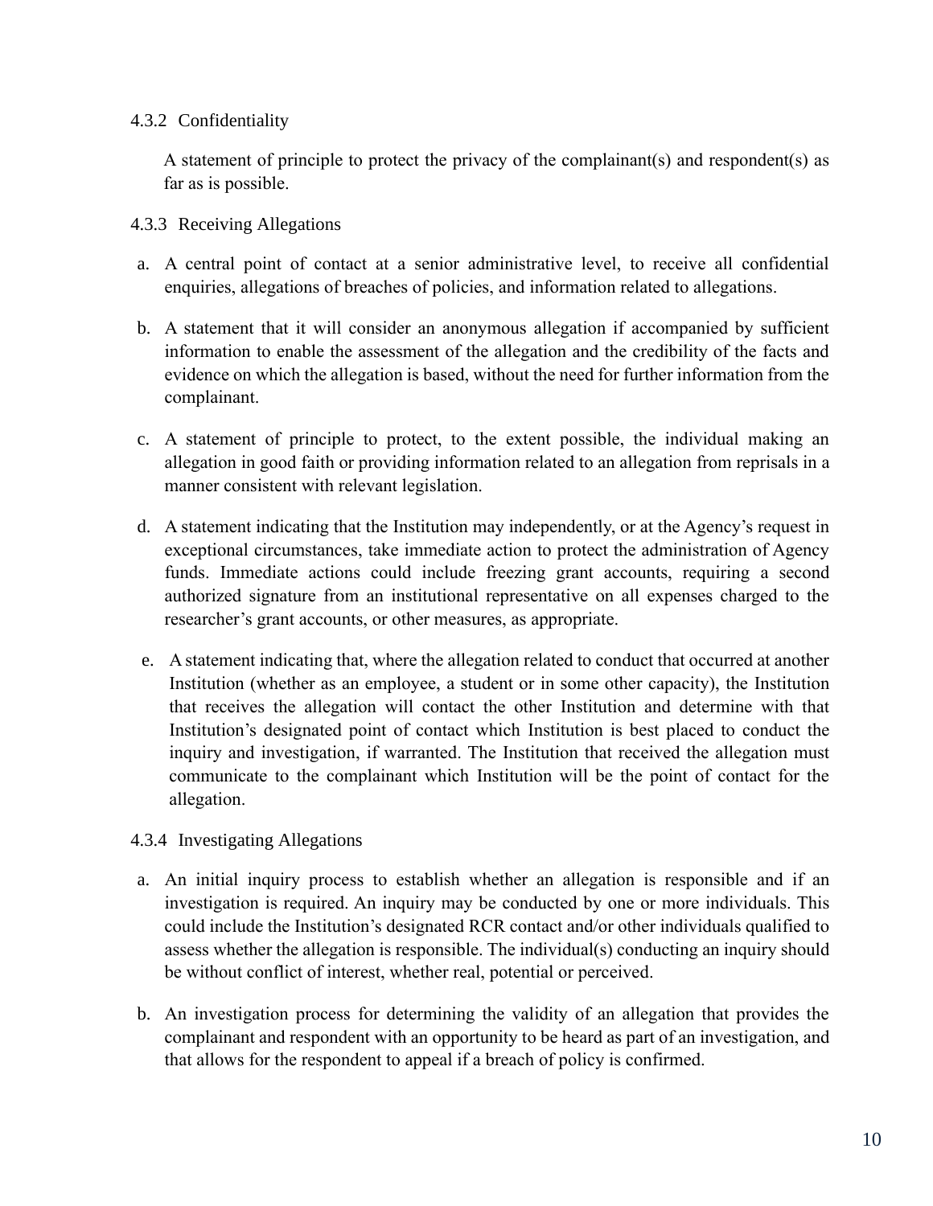#### 4.3.2 Confidentiality

A statement of principle to protect the privacy of the complainant(s) and respondent(s) as far as is possible.

#### 4.3.3 Receiving Allegations

a. A central point of contact at a senior administrative level, to receive all confidential enquiries, allegations of breaches of policies, and information related to allegations.

b. A statement that it will consider an anonymous allegation if accompanied by sufficient information to enable the assessment of the allegation and the credibility of the facts and evidence on which the allegation is based, without the need for further information from the complainant.

c. A statement of principle to protect, to the extent possible, the individual making an allegation in good faith or providing information related to an allegation from reprisals in a manner consistent with relevant legislation.

d. A statement indicating that the Institution may independently, or at the Agency's request in exceptional circumstances, take immediate action to protect the administration of Agency funds. Immediate actions could include freezing grant accounts, requiring a second authorized signature from an institutional representative on all expenses charged to the researcher's grant accounts, or other measures, as appropriate.

e. A statement indicating that, where the allegation related to conduct that occurred at another Institution (whether as an employee, a student or in some other capacity), the Institution that receives the allegation will contact the other Institution and determine with that Institution's designated point of contact which Institution is best placed to conduct the inquiry and investigation, if warranted. The Institution that received the allegation must communicate to the complainant which Institution will be the point of contact for the allegation.

#### 4.3.4 Investigating Allegations

a. An initial inquiry process to establish whether an allegation is responsible and if an investigation is required. An inquiry may be conducted by one or more individuals. This could include the Institution's designated RCR contact and/or other individuals qualified to assess whether the allegation is responsible. The individual(s) conducting an inquiry should be without conflict of interest, whether real, potential or perceived.

b. An investigation process for determining the validity of an allegation that provides the complainant and respondent with an opportunity to be heard as part of an investigation, and that allows for the respondent to appeal if a breach of policy is confirmed.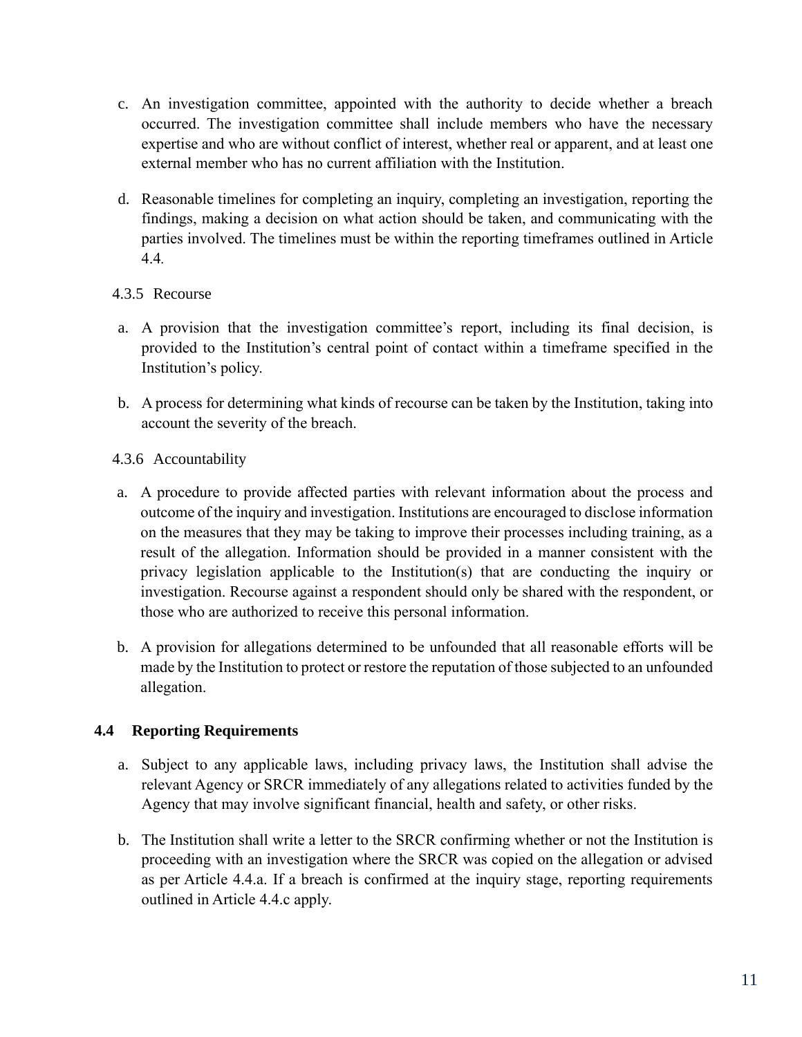c. An investigation committee, appointed with the authority to decide whether a breach occurred. The investigation committee shall include members who have the necessary expertise and who are without conflict of interest, whether real or apparent, and at least one external member who has no current affiliation with the Institution.

d. Reasonable timelines for completing an inquiry, completing an investigation, reporting the findings, making a decision on what action should be taken, and communicating with the parties involved. The timelines must be within the reporting timeframes outlined in Article 4.4.

4.3.5 Recourse

a. A provision that the investigation committee's report, including its final decision, is provided to the Institution's central point of contact within a timeframe specified in the Institution's policy.

b. A process for determining what kinds of recourse can be taken by the Institution, taking into account the severity of the breach.

4.3.6 Accountability

a. A procedure to provide affected parties with relevant information about the process and outcome of the inquiry and investigation. Institutions are encouraged to disclose information on the measures that they may be taking to improve their processes including training, as a result of the allegation. Information should be provided in a manner consistent with the privacy legislation applicable to the Institution(s) that are conducting the inquiry or investigation. Recourse against a respondent should only be shared with the respondent, or those who are authorized to receive this personal information.

b. A provision for allegations determined to be unfounded that all reasonable efforts will be made by the Institution to protect or restore the reputation of those subjected to an unfounded allegation.

## 4.4 Reporting Requirements

a. Subject to any applicable laws, including privacy laws, the Institution shall advise the relevant Agency or SRCR immediately of any allegations related to activities funded by the Agency that may involve significant financial, health and safety, or other risks.

b. The Institution shall write a letter to the SRCR confirming whether or not the Institution is proceeding with an investigation where the SRCR was copied on the allegation or advised as per Article 4.4.a. If a breach is confirmed at the inquiry stage, reporting requirements outlined in Article 4.4.c apply.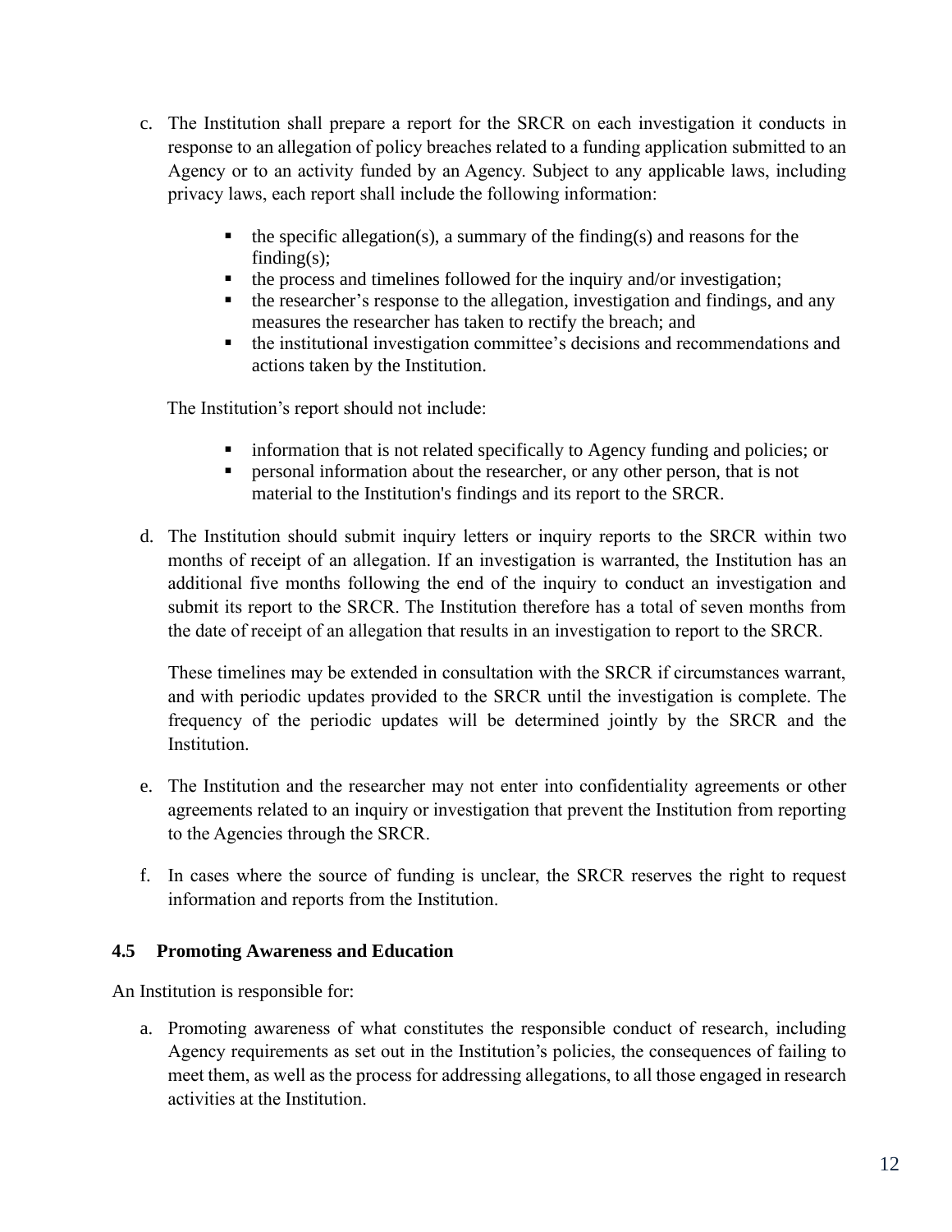c. The Institution shall prepare a report for the SRCR on each investigation it conducts in response to an allegation of policy breaches related to a funding application submitted to an Agency or to an activity funded by an Agency. Subject to any applicable laws, including privacy laws, each report shall include the following information:

   - the specific allegation(s), a summary of the finding(s) and reasons for the finding(s);
   - the process and timelines followed for the inquiry and/or investigation;
   - the researcher's response to the allegation, investigation and findings, and any measures the researcher has taken to rectify the breach; and
   - the institutional investigation committee's decisions and recommendations and actions taken by the Institution.

   The Institution's report should not include:

   - information that is not related specifically to Agency funding and policies; or
   - personal information about the researcher, or any other person, that is not material to the Institution's findings and its report to the SRCR.

d. The Institution should submit inquiry letters or inquiry reports to the SRCR within two months of receipt of an allegation. If an investigation is warranted, the Institution has an additional five months following the end of the inquiry to conduct an investigation and submit its report to the SRCR. The Institution therefore has a total of seven months from the date of receipt of an allegation that results in an investigation to report to the SRCR.

   These timelines may be extended in consultation with the SRCR if circumstances warrant, and with periodic updates provided to the SRCR until the investigation is complete. The frequency of the periodic updates will be determined jointly by the SRCR and the Institution.

e. The Institution and the researcher may not enter into confidentiality agreements or other agreements related to an inquiry or investigation that prevent the Institution from reporting to the Agencies through the SRCR.

f. In cases where the source of funding is unclear, the SRCR reserves the right to request information and reports from the Institution.

### 4.5 Promoting Awareness and Education

An Institution is responsible for:

a. Promoting awareness of what constitutes the responsible conduct of research, including Agency requirements as set out in the Institution's policies, the consequences of failing to meet them, as well as the process for addressing allegations, to all those engaged in research activities at the Institution.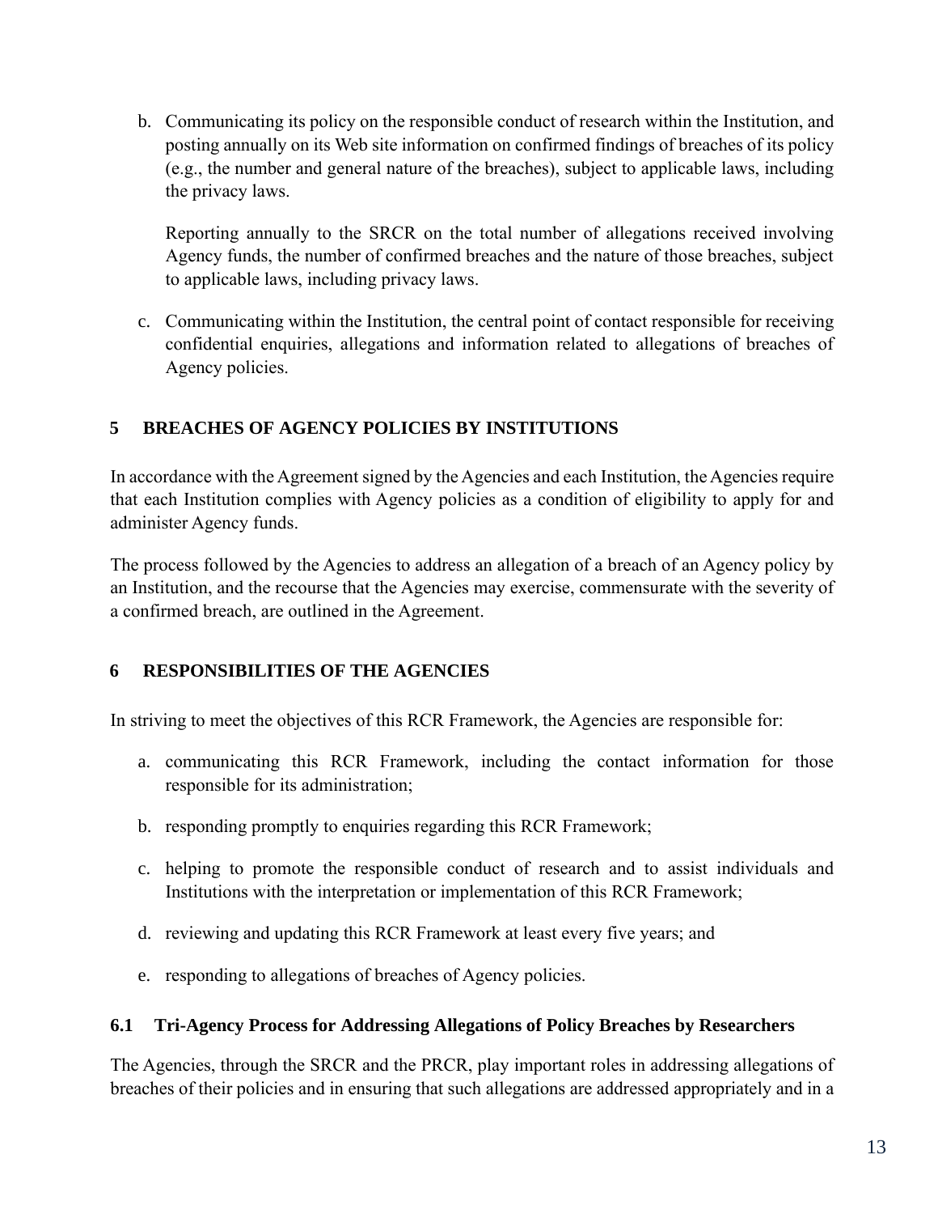b. Communicating its policy on the responsible conduct of research within the Institution, and posting annually on its Web site information on confirmed findings of breaches of its policy (e.g., the number and general nature of the breaches), subject to applicable laws, including the privacy laws.

   Reporting annually to the SRCR on the total number of allegations received involving Agency funds, the number of confirmed breaches and the nature of those breaches, subject to applicable laws, including privacy laws.

c. Communicating within the Institution, the central point of contact responsible for receiving confidential enquiries, allegations and information related to allegations of breaches of Agency policies.

## 5 BREACHES OF AGENCY POLICIES BY INSTITUTIONS

In accordance with the Agreement signed by the Agencies and each Institution, the Agencies require that each Institution complies with Agency policies as a condition of eligibility to apply for and administer Agency funds.

The process followed by the Agencies to address an allegation of a breach of an Agency policy by an Institution, and the recourse that the Agencies may exercise, commensurate with the severity of a confirmed breach, are outlined in the Agreement.

## 6 RESPONSIBILITIES OF THE AGENCIES

In striving to meet the objectives of this RCR Framework, the Agencies are responsible for:

a. communicating this RCR Framework, including the contact information for those responsible for its administration;

b. responding promptly to enquiries regarding this RCR Framework;

c. helping to promote the responsible conduct of research and to assist individuals and Institutions with the interpretation or implementation of this RCR Framework;

d. reviewing and updating this RCR Framework at least every five years; and

e. responding to allegations of breaches of Agency policies.

### 6.1 Tri-Agency Process for Addressing Allegations of Policy Breaches by Researchers

The Agencies, through the SRCR and the PRCR, play important roles in addressing allegations of breaches of their policies and in ensuring that such allegations are addressed appropriately and in a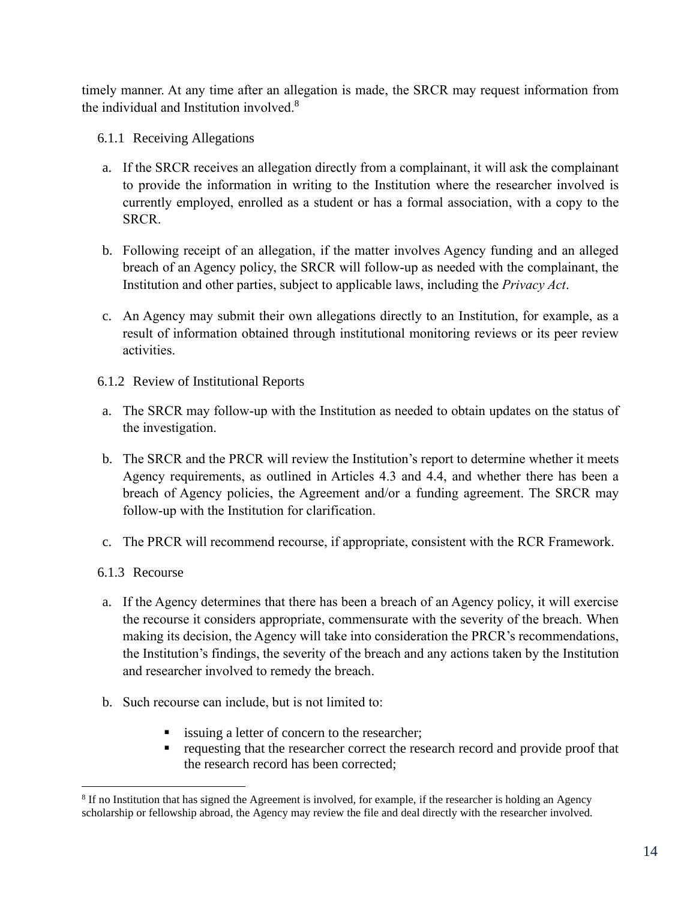timely manner. At any time after an allegation is made, the SRCR may request information from the individual and Institution involved.[8]

### 6.1.1 Receiving Allegations

a. If the SRCR receives an allegation directly from a complainant, it will ask the complainant to provide the information in writing to the Institution where the researcher involved is currently employed, enrolled as a student or has a formal association, with a copy to the SRCR.

b. Following receipt of an allegation, if the matter involves Agency funding and an alleged breach of an Agency policy, the SRCR will follow-up as needed with the complainant, the Institution and other parties, subject to applicable laws, including the *Privacy Act*.

c. An Agency may submit their own allegations directly to an Institution, for example, as a result of information obtained through institutional monitoring reviews or its peer review activities.

### 6.1.2 Review of Institutional Reports

a. The SRCR may follow-up with the Institution as needed to obtain updates on the status of the investigation.

b. The SRCR and the PRCR will review the Institution's report to determine whether it meets Agency requirements, as outlined in Articles 4.3 and 4.4, and whether there has been a breach of Agency policies, the Agreement and/or a funding agreement. The SRCR may follow-up with the Institution for clarification.

c. The PRCR will recommend recourse, if appropriate, consistent with the RCR Framework.

### 6.1.3 Recourse

a. If the Agency determines that there has been a breach of an Agency policy, it will exercise the recourse it considers appropriate, commensurate with the severity of the breach. When making its decision, the Agency will take into consideration the PRCR's recommendations, the Institution's findings, the severity of the breach and any actions taken by the Institution and researcher involved to remedy the breach.

b. Such recourse can include, but is not limited to:

- issuing a letter of concern to the researcher;
- requesting that the researcher correct the research record and provide proof that the research record has been corrected;

[8] If no Institution that has signed the Agreement is involved, for example, if the researcher is holding an Agency scholarship or fellowship abroad, the Agency may review the file and deal directly with the researcher involved.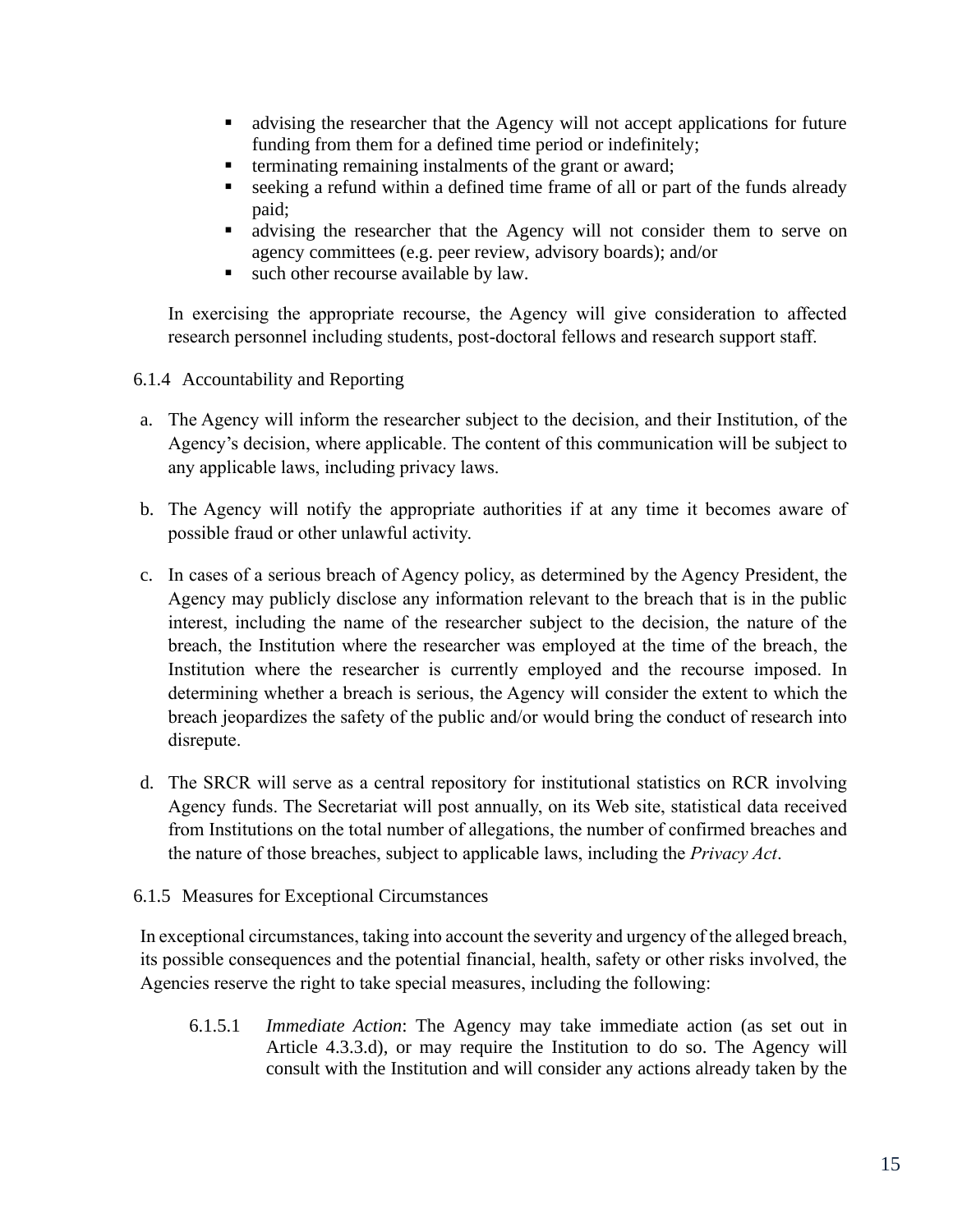- advising the researcher that the Agency will not accept applications for future funding from them for a defined time period or indefinitely;
- terminating remaining instalments of the grant or award;
- seeking a refund within a defined time frame of all or part of the funds already paid;
- advising the researcher that the Agency will not consider them to serve on agency committees (e.g. peer review, advisory boards); and/or
- such other recourse available by law.

In exercising the appropriate recourse, the Agency will give consideration to affected research personnel including students, post-doctoral fellows and research support staff.

#### 6.1.4 Accountability and Reporting

a. The Agency will inform the researcher subject to the decision, and their Institution, of the Agency's decision, where applicable. The content of this communication will be subject to any applicable laws, including privacy laws.

b. The Agency will notify the appropriate authorities if at any time it becomes aware of possible fraud or other unlawful activity.

c. In cases of a serious breach of Agency policy, as determined by the Agency President, the Agency may publicly disclose any information relevant to the breach that is in the public interest, including the name of the researcher subject to the decision, the nature of the breach, the Institution where the researcher was employed at the time of the breach, the Institution where the researcher is currently employed and the recourse imposed. In determining whether a breach is serious, the Agency will consider the extent to which the breach jeopardizes the safety of the public and/or would bring the conduct of research into disrepute.

d. The SRCR will serve as a central repository for institutional statistics on RCR involving Agency funds. The Secretariat will post annually, on its Web site, statistical data received from Institutions on the total number of allegations, the number of confirmed breaches and the nature of those breaches, subject to applicable laws, including the *Privacy Act*.

#### 6.1.5 Measures for Exceptional Circumstances

In exceptional circumstances, taking into account the severity and urgency of the alleged breach, its possible consequences and the potential financial, health, safety or other risks involved, the Agencies reserve the right to take special measures, including the following:

6.1.5.1 *Immediate Action*: The Agency may take immediate action (as set out in Article 4.3.3.d), or may require the Institution to do so. The Agency will consult with the Institution and will consider any actions already taken by the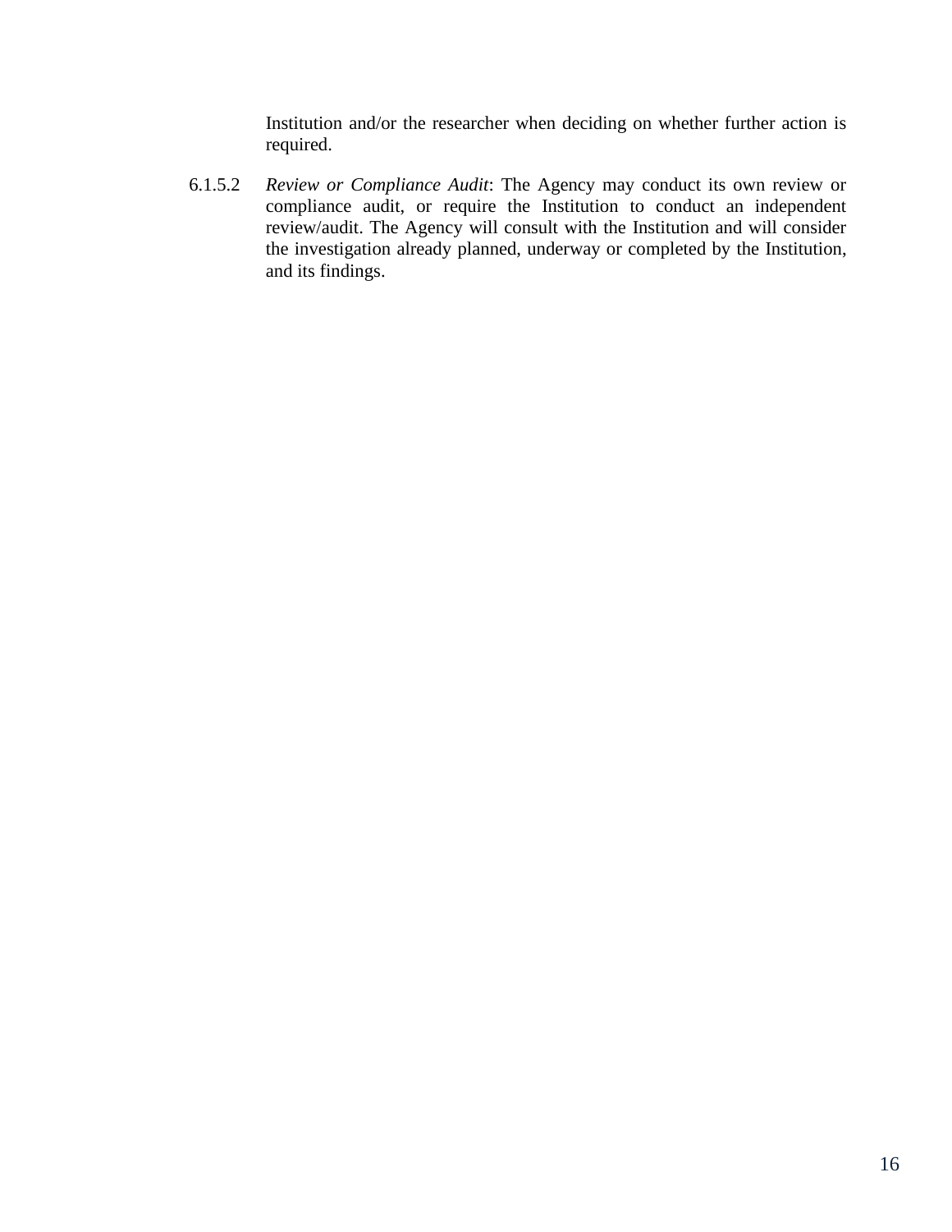Institution and/or the researcher when deciding on whether further action is required.

6.1.5.2 *Review or Compliance Audit*: The Agency may conduct its own review or compliance audit, or require the Institution to conduct an independent review/audit. The Agency will consult with the Institution and will consider the investigation already planned, underway or completed by the Institution, and its findings.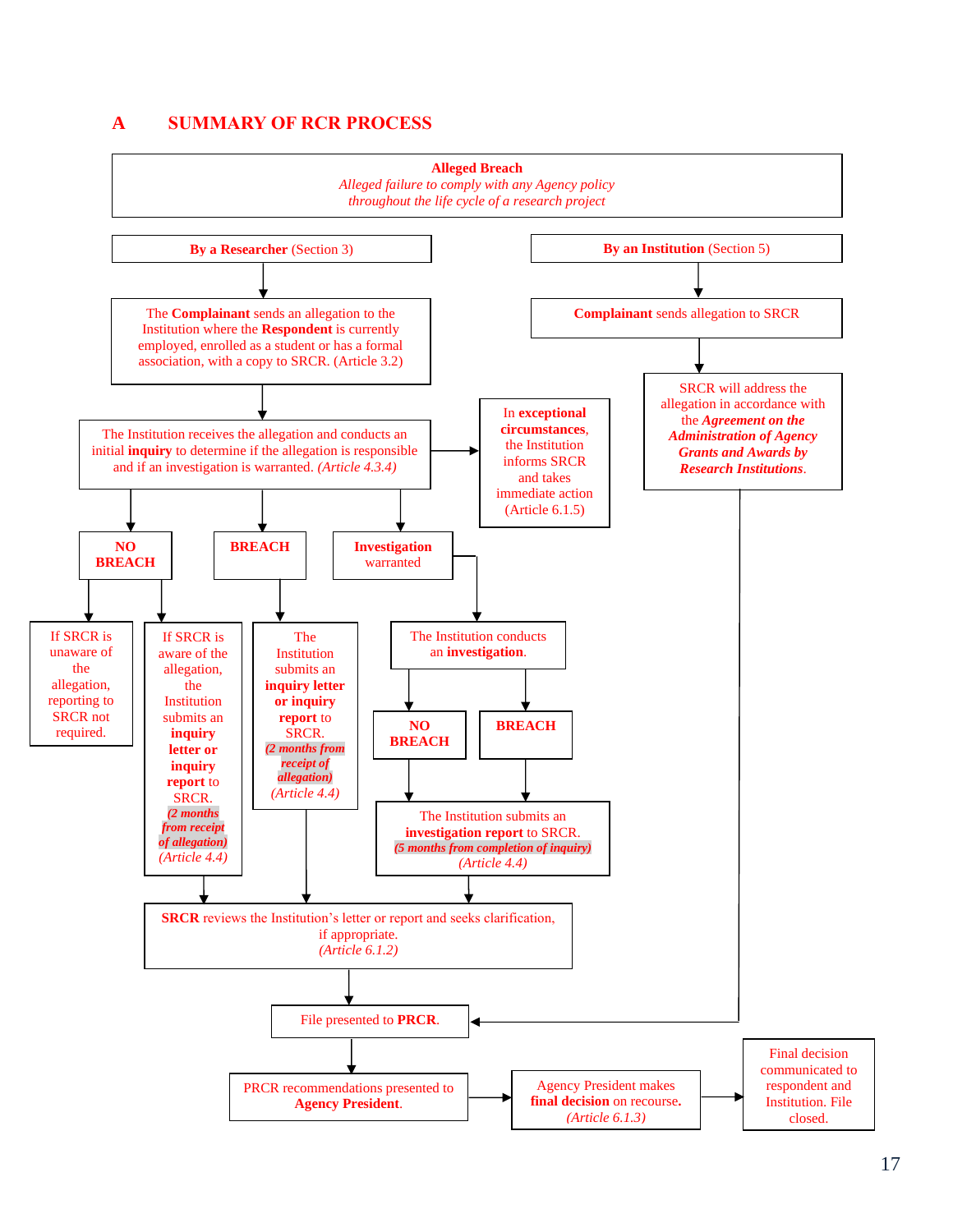## A SUMMARY OF RCR PROCESS

**Alleged Breach**
*Alleged failure to comply with any Agency policy throughout the life cycle of a research project*

**By a Researcher** (Section 3)

The **Complainant** sends an allegation to the Institution where the **Respondent** is currently employed, enrolled as a student or has a formal association, with a copy to SRCR. (Article 3.2)

The Institution receives the allegation and conducts an initial **inquiry** to determine if the allegation is responsible and if an investigation is warranted. *(Article 4.3.4)*

In **exceptional circumstances**, the Institution informs SRCR and takes immediate action (Article 6.1.5)

**NO BREACH**

- If SRCR is unaware of the allegation, reporting to SRCR not required.
- If SRCR is aware of the allegation, the Institution submits an **inquiry letter or inquiry report** to SRCR. ***(2 months from receipt of allegation)*** *(Article 4.4)*

**BREACH**

- The Institution submits an **inquiry letter or inquiry report** to SRCR. ***(2 months from receipt of allegation)*** *(Article 4.4)*

**Investigation** warranted

- The Institution conducts an **investigation**.
  - **NO BREACH**
  - **BREACH**
- The Institution submits an **investigation report** to SRCR. ***(5 months from completion of inquiry)*** *(Article 4.4)*

**SRCR** reviews the Institution's letter or report and seeks clarification, if appropriate. *(Article 6.1.2)*

**By an Institution** (Section 5)

**Complainant** sends allegation to SRCR

SRCR will address the allegation in accordance with the ***Agreement on the Administration of Agency Grants and Awards by Research Institutions***.

File presented to **PRCR**.

PRCR recommendations presented to **Agency President**.

Agency President makes **final decision** on recourse. *(Article 6.1.3)*

Final decision communicated to respondent and Institution. File closed.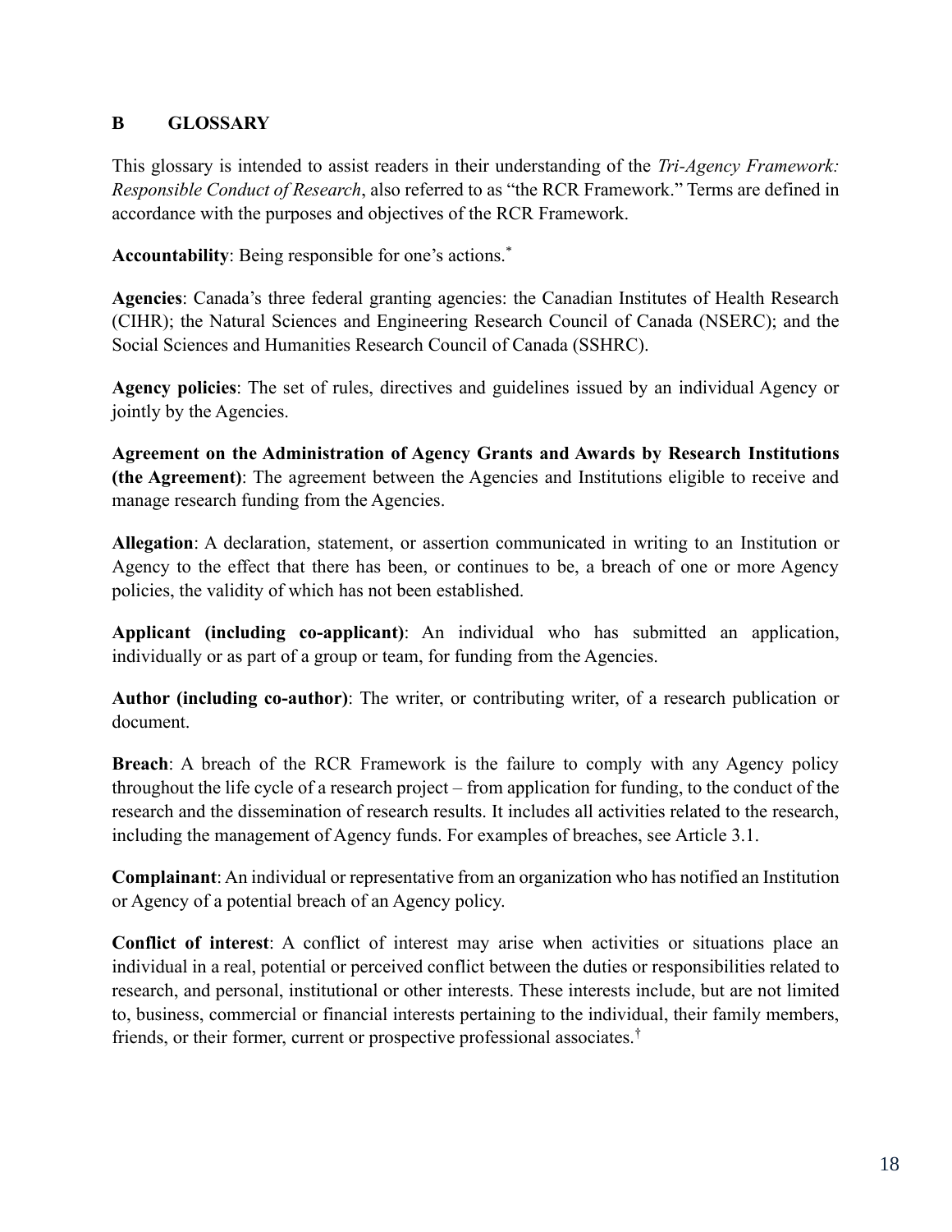## B GLOSSARY

This glossary is intended to assist readers in their understanding of the *Tri-Agency Framework: Responsible Conduct of Research*, also referred to as "the RCR Framework." Terms are defined in accordance with the purposes and objectives of the RCR Framework.

**Accountability**: Being responsible for one's actions.*

**Agencies**: Canada's three federal granting agencies: the Canadian Institutes of Health Research (CIHR); the Natural Sciences and Engineering Research Council of Canada (NSERC); and the Social Sciences and Humanities Research Council of Canada (SSHRC).

**Agency policies**: The set of rules, directives and guidelines issued by an individual Agency or jointly by the Agencies.

**Agreement on the Administration of Agency Grants and Awards by Research Institutions (the Agreement)**: The agreement between the Agencies and Institutions eligible to receive and manage research funding from the Agencies.

**Allegation**: A declaration, statement, or assertion communicated in writing to an Institution or Agency to the effect that there has been, or continues to be, a breach of one or more Agency policies, the validity of which has not been established.

**Applicant (including co-applicant)**: An individual who has submitted an application, individually or as part of a group or team, for funding from the Agencies.

**Author (including co-author)**: The writer, or contributing writer, of a research publication or document.

**Breach**: A breach of the RCR Framework is the failure to comply with any Agency policy throughout the life cycle of a research project – from application for funding, to the conduct of the research and the dissemination of research results. It includes all activities related to the research, including the management of Agency funds. For examples of breaches, see Article 3.1.

**Complainant**: An individual or representative from an organization who has notified an Institution or Agency of a potential breach of an Agency policy.

**Conflict of interest**: A conflict of interest may arise when activities or situations place an individual in a real, potential or perceived conflict between the duties or responsibilities related to research, and personal, institutional or other interests. These interests include, but are not limited to, business, commercial or financial interests pertaining to the individual, their family members, friends, or their former, current or prospective professional associates.†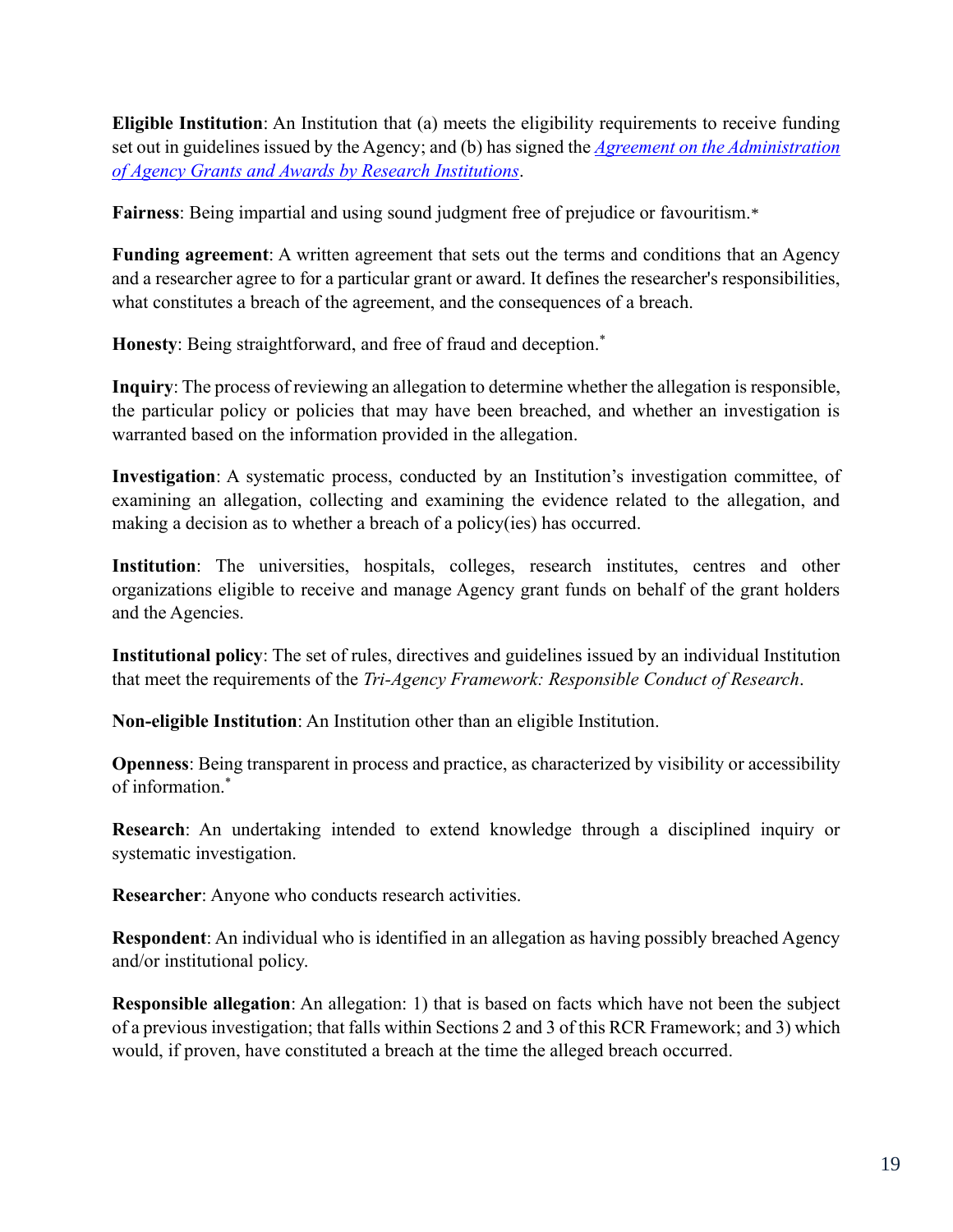**Eligible Institution**: An Institution that (a) meets the eligibility requirements to receive funding set out in guidelines issued by the Agency; and (b) has signed the *Agreement on the Administration of Agency Grants and Awards by Research Institutions*.

**Fairness**: Being impartial and using sound judgment free of prejudice or favouritism.*

**Funding agreement**: A written agreement that sets out the terms and conditions that an Agency and a researcher agree to for a particular grant or award. It defines the researcher's responsibilities, what constitutes a breach of the agreement, and the consequences of a breach.

**Honesty**: Being straightforward, and free of fraud and deception.*

**Inquiry**: The process of reviewing an allegation to determine whether the allegation is responsible, the particular policy or policies that may have been breached, and whether an investigation is warranted based on the information provided in the allegation.

**Investigation**: A systematic process, conducted by an Institution's investigation committee, of examining an allegation, collecting and examining the evidence related to the allegation, and making a decision as to whether a breach of a policy(ies) has occurred.

**Institution**: The universities, hospitals, colleges, research institutes, centres and other organizations eligible to receive and manage Agency grant funds on behalf of the grant holders and the Agencies.

**Institutional policy**: The set of rules, directives and guidelines issued by an individual Institution that meet the requirements of the *Tri-Agency Framework: Responsible Conduct of Research*.

**Non-eligible Institution**: An Institution other than an eligible Institution.

**Openness**: Being transparent in process and practice, as characterized by visibility or accessibility of information.*

**Research**: An undertaking intended to extend knowledge through a disciplined inquiry or systematic investigation.

**Researcher**: Anyone who conducts research activities.

**Respondent**: An individual who is identified in an allegation as having possibly breached Agency and/or institutional policy.

**Responsible allegation**: An allegation: 1) that is based on facts which have not been the subject of a previous investigation; that falls within Sections 2 and 3 of this RCR Framework; and 3) which would, if proven, have constituted a breach at the time the alleged breach occurred.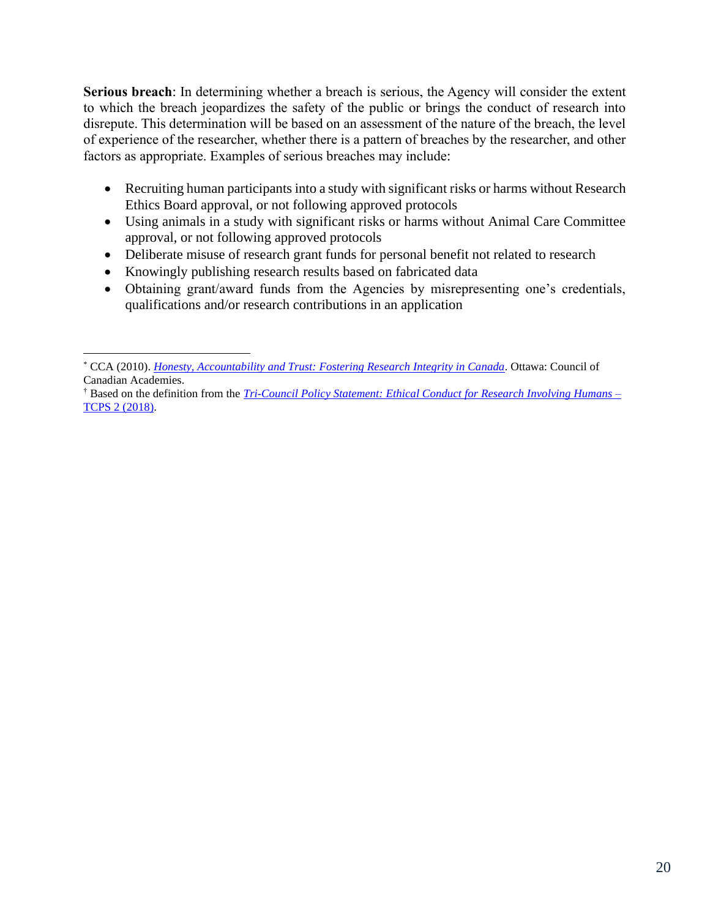**Serious breach**: In determining whether a breach is serious, the Agency will consider the extent to which the breach jeopardizes the safety of the public or brings the conduct of research into disrepute. This determination will be based on an assessment of the nature of the breach, the level of experience of the researcher, whether there is a pattern of breaches by the researcher, and other factors as appropriate. Examples of serious breaches may include:

- Recruiting human participants into a study with significant risks or harms without Research Ethics Board approval, or not following approved protocols
- Using animals in a study with significant risks or harms without Animal Care Committee approval, or not following approved protocols
- Deliberate misuse of research grant funds for personal benefit not related to research
- Knowingly publishing research results based on fabricated data
- Obtaining grant/award funds from the Agencies by misrepresenting one's credentials, qualifications and/or research contributions in an application

---

[*] CCA (2010). *Honesty, Accountability and Trust: Fostering Research Integrity in Canada*. Ottawa: Council of Canadian Academies.

[†] Based on the definition from the *Tri-Council Policy Statement: Ethical Conduct for Research Involving Humans – TCPS 2 (2018)*.